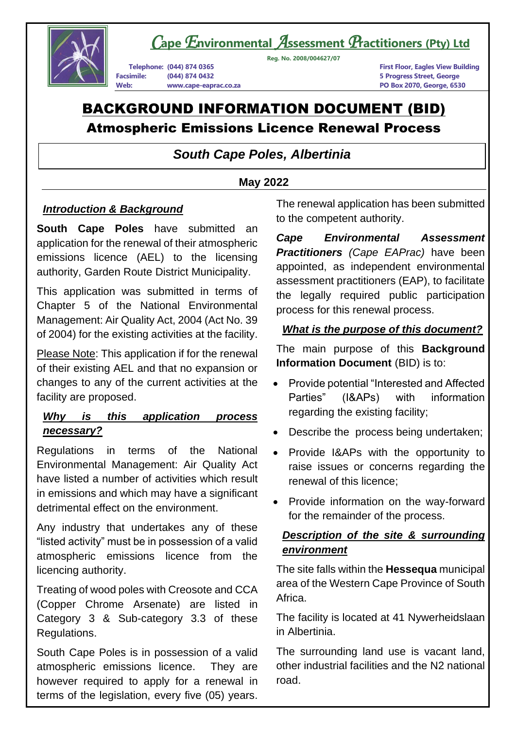# Cape Environmental Assessment Practitioners (Pty) Ltd

Reg. No. 2008/004627/07

Telephone: (044) 874 0365
Facsimile: (044) 874 0432
Web: www.cape-eaprac.co.za

First Floor, Eagles View Building
5 Progress Street, George
PO Box 2070, George, 6530

# BACKGROUND INFORMATION DOCUMENT (BID)

## Atmospheric Emissions Licence Renewal Process

### *South Cape Poles, Albertinia*

**May 2022**

### ***Introduction & Background***

**South Cape Poles** have submitted an application for the renewal of their atmospheric emissions licence (AEL) to the licensing authority, Garden Route District Municipality.

This application was submitted in terms of Chapter 5 of the National Environmental Management: Air Quality Act, 2004 (Act No. 39 of 2004) for the existing activities at the facility.

Please Note: This application if for the renewal of their existing AEL and that no expansion or changes to any of the current activities at the facility are proposed.

### ***Why is this application process necessary?***

Regulations in terms of the National Environmental Management: Air Quality Act have listed a number of activities which result in emissions and which may have a significant detrimental effect on the environment.

Any industry that undertakes any of these “listed activity” must be in possession of a valid atmospheric emissions licence from the licencing authority.

Treating of wood poles with Creosote and CCA (Copper Chrome Arsenate) are listed in Category 3 & Sub-category 3.3 of these Regulations.

South Cape Poles is in possession of a valid atmospheric emissions licence. They are however required to apply for a renewal in terms of the legislation, every five (05) years.

The renewal application has been submitted to the competent authority.

***Cape Environmental Assessment Practitioners*** *(Cape EAPrac)* have been appointed, as independent environmental assessment practitioners (EAP), to facilitate the legally required public participation process for this renewal process.

### ***What is the purpose of this document?***

The main purpose of this **Background Information Document** (BID) is to:

- Provide potential “Interested and Affected Parties” (I&APs) with information regarding the existing facility;
- Describe the process being undertaken;
- Provide I&APs with the opportunity to raise issues or concerns regarding the renewal of this licence;
- Provide information on the way-forward for the remainder of the process.

### ***Description of the site & surrounding environment***

The site falls within the **Hessequa** municipal area of the Western Cape Province of South Africa.

The facility is located at 41 Nywerheidslaan in Albertinia.

The surrounding land use is vacant land, other industrial facilities and the N2 national road.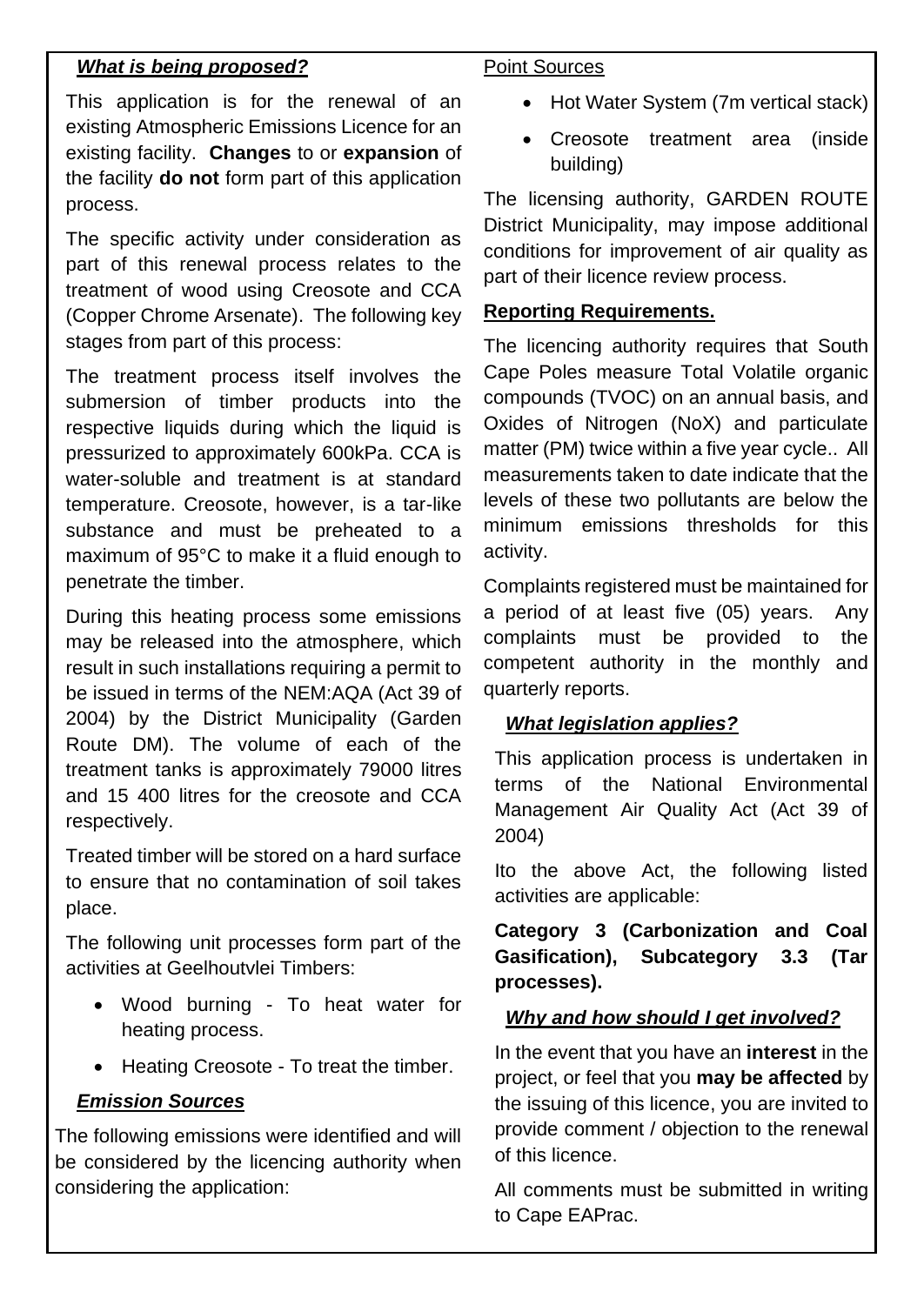***What is being proposed?***

This application is for the renewal of an existing Atmospheric Emissions Licence for an existing facility. **Changes** to or **expansion** of the facility **do not** form part of this application process.

The specific activity under consideration as part of this renewal process relates to the treatment of wood using Creosote and CCA (Copper Chrome Arsenate). The following key stages from part of this process:

The treatment process itself involves the submersion of timber products into the respective liquids during which the liquid is pressurized to approximately 600kPa. CCA is water-soluble and treatment is at standard temperature. Creosote, however, is a tar-like substance and must be preheated to a maximum of 95°C to make it a fluid enough to penetrate the timber.

During this heating process some emissions may be released into the atmosphere, which result in such installations requiring a permit to be issued in terms of the NEM:AQA (Act 39 of 2004) by the District Municipality (Garden Route DM). The volume of each of the treatment tanks is approximately 79000 litres and 15 400 litres for the creosote and CCA respectively.

Treated timber will be stored on a hard surface to ensure that no contamination of soil takes place.

The following unit processes form part of the activities at Geelhoutvlei Timbers:

- Wood burning - To heat water for heating process.
- Heating Creosote - To treat the timber.

***Emission Sources***

The following emissions were identified and will be considered by the licencing authority when considering the application:

Point Sources

- Hot Water System (7m vertical stack)
- Creosote treatment area (inside building)

The licensing authority, GARDEN ROUTE District Municipality, may impose additional conditions for improvement of air quality as part of their licence review process.

**Reporting Requirements.**

The licencing authority requires that South Cape Poles measure Total Volatile organic compounds (TVOC) on an annual basis, and Oxides of Nitrogen (NoX) and particulate matter (PM) twice within a five year cycle.. All measurements taken to date indicate that the levels of these two pollutants are below the minimum emissions thresholds for this activity.

Complaints registered must be maintained for a period of at least five (05) years. Any complaints must be provided to the competent authority in the monthly and quarterly reports.

***What legislation applies?***

This application process is undertaken in terms of the National Environmental Management Air Quality Act (Act 39 of 2004)

Ito the above Act, the following listed activities are applicable:

**Category 3 (Carbonization and Coal Gasification), Subcategory 3.3 (Tar processes).**

***Why and how should I get involved?***

In the event that you have an **interest** in the project, or feel that you **may be affected** by the issuing of this licence, you are invited to provide comment / objection to the renewal of this licence.

All comments must be submitted in writing to Cape EAPrac.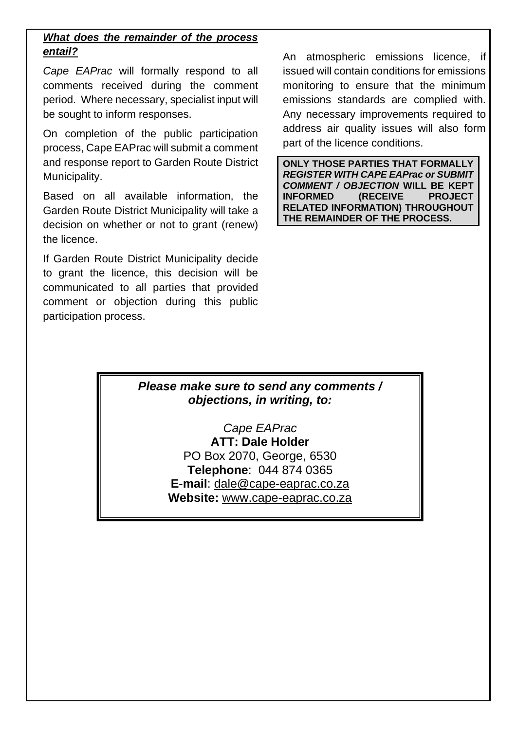***What does the remainder of the process entail?***

*Cape EAPrac* will formally respond to all comments received during the comment period. Where necessary, specialist input will be sought to inform responses.

On completion of the public participation process, Cape EAPrac will submit a comment and response report to Garden Route District Municipality.

Based on all available information, the Garden Route District Municipality will take a decision on whether or not to grant (renew) the licence.

If Garden Route District Municipality decide to grant the licence, this decision will be communicated to all parties that provided comment or objection during this public participation process.

An atmospheric emissions licence, if issued will contain conditions for emissions monitoring to ensure that the minimum emissions standards are complied with. Any necessary improvements required to address air quality issues will also form part of the licence conditions.

**ONLY THOSE PARTIES THAT FORMALLY *REGISTER WITH CAPE EAPrac or SUBMIT COMMENT / OBJECTION* WILL BE KEPT INFORMED (RECEIVE PROJECT RELATED INFORMATION) THROUGHOUT THE REMAINDER OF THE PROCESS.**

***Please make sure to send any comments / objections, in writing, to:***

*Cape EAPrac*
**ATT: Dale Holder**
PO Box 2070, George, 6530
**Telephone**: 044 874 0365
**E-mail**: dale@cape-eaprac.co.za
**Website:** www.cape-eaprac.co.za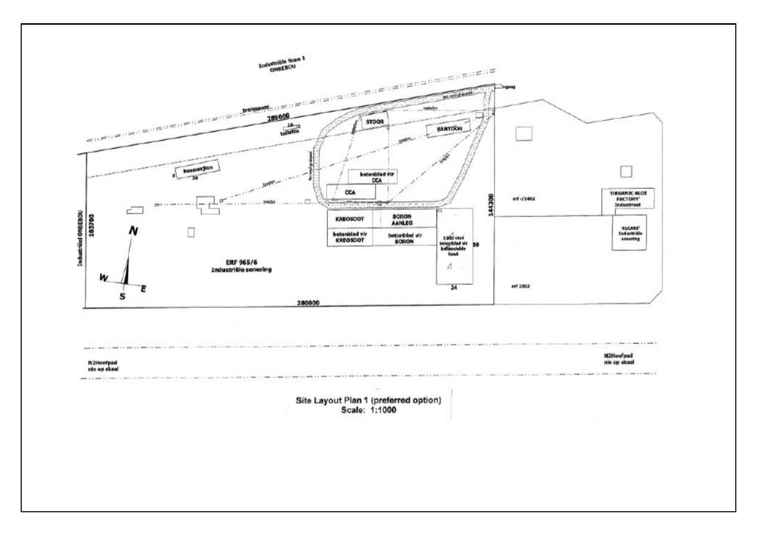Industriële Sone 1
ONBEBOU

treinspoor

285000

toilette

STOOR

KANTOOR

basmasjien

30

betonblad vir CCA

CCA

KREOSOOT

BORON AANLEG

betonblad vir KREOSOOT

betonblad vir BORON

1200 vkm betonblad vir behandelde hout

50

24

Ingang

144300

erf -/1482

erf 2302

'ORGANIC ALOE FACTORY' Industrieel

'ALCARE' Industriële sonering

Industrieel ONBEBOU

103700

N

W

E

S

ERF 965/6
Industriële sonering

280000

N2Hoofpad
nie op skaal

N2Hoofpad
nie op skaal

Site Layout Plan 1 (preferred option)
Scale: 1:1000